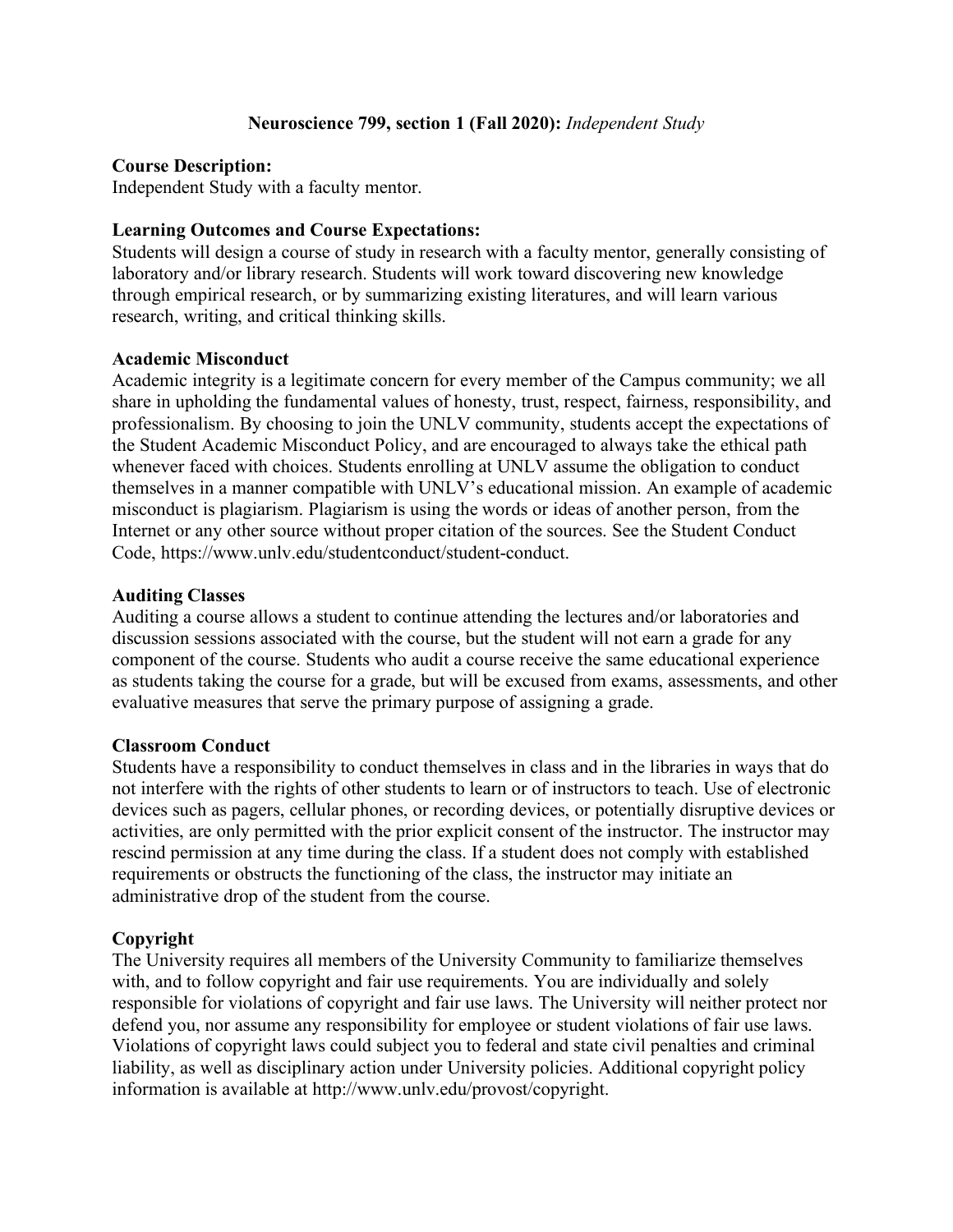**Neuroscience 799, section 1 (Fall 2020):** *Independent Study*

**Course Description:**
Independent Study with a faculty mentor.

**Learning Outcomes and Course Expectations:**
Students will design a course of study in research with a faculty mentor, generally consisting of laboratory and/or library research. Students will work toward discovering new knowledge through empirical research, or by summarizing existing literatures, and will learn various research, writing, and critical thinking skills.

**Academic Misconduct**
Academic integrity is a legitimate concern for every member of the Campus community; we all share in upholding the fundamental values of honesty, trust, respect, fairness, responsibility, and professionalism. By choosing to join the UNLV community, students accept the expectations of the Student Academic Misconduct Policy, and are encouraged to always take the ethical path whenever faced with choices. Students enrolling at UNLV assume the obligation to conduct themselves in a manner compatible with UNLV's educational mission. An example of academic misconduct is plagiarism. Plagiarism is using the words or ideas of another person, from the Internet or any other source without proper citation of the sources. See the Student Conduct Code, https://www.unlv.edu/studentconduct/student-conduct.

**Auditing Classes**
Auditing a course allows a student to continue attending the lectures and/or laboratories and discussion sessions associated with the course, but the student will not earn a grade for any component of the course. Students who audit a course receive the same educational experience as students taking the course for a grade, but will be excused from exams, assessments, and other evaluative measures that serve the primary purpose of assigning a grade.

**Classroom Conduct**
Students have a responsibility to conduct themselves in class and in the libraries in ways that do not interfere with the rights of other students to learn or of instructors to teach. Use of electronic devices such as pagers, cellular phones, or recording devices, or potentially disruptive devices or activities, are only permitted with the prior explicit consent of the instructor. The instructor may rescind permission at any time during the class. If a student does not comply with established requirements or obstructs the functioning of the class, the instructor may initiate an administrative drop of the student from the course.

**Copyright**
The University requires all members of the University Community to familiarize themselves with, and to follow copyright and fair use requirements. You are individually and solely responsible for violations of copyright and fair use laws. The University will neither protect nor defend you, nor assume any responsibility for employee or student violations of fair use laws. Violations of copyright laws could subject you to federal and state civil penalties and criminal liability, as well as disciplinary action under University policies. Additional copyright policy information is available at http://www.unlv.edu/provost/copyright.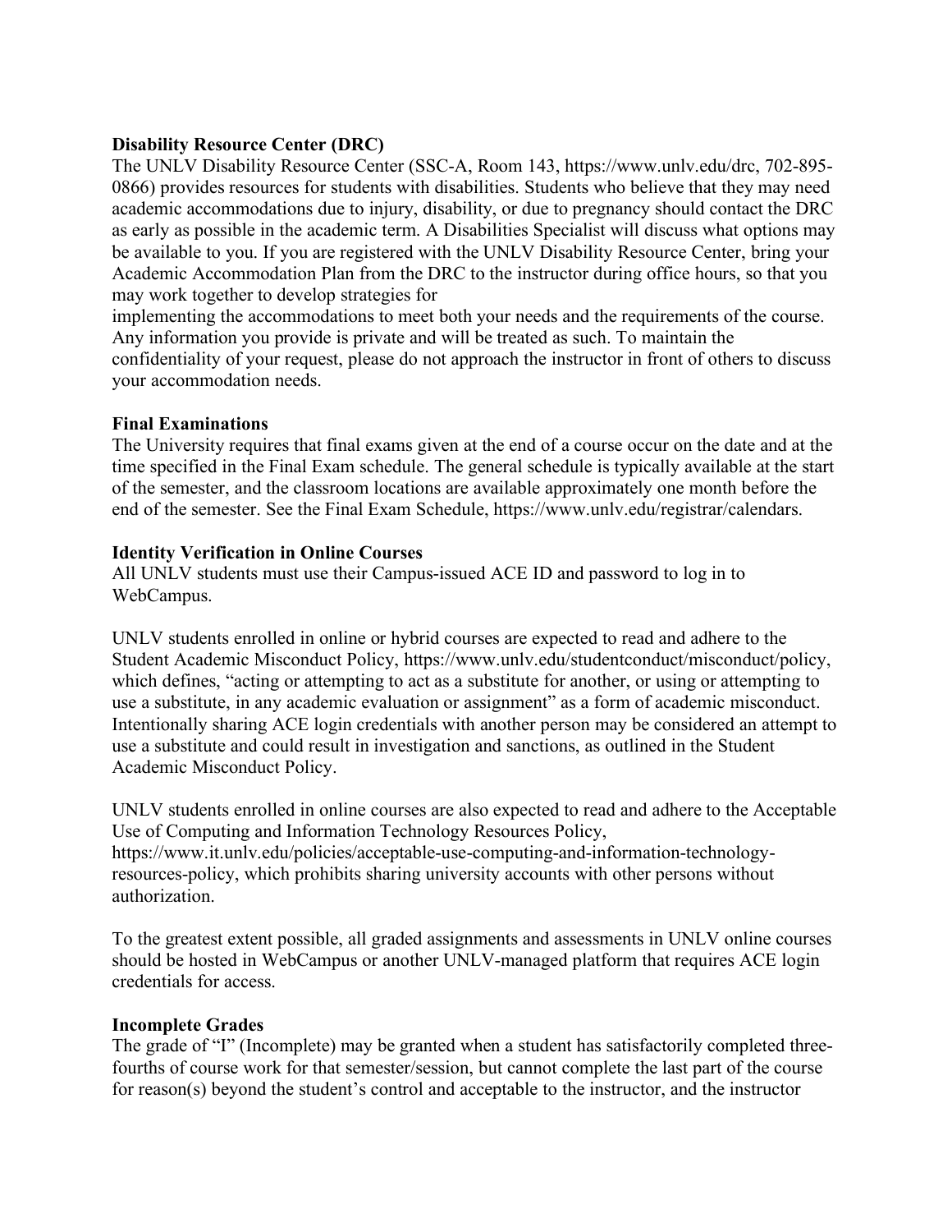**Disability Resource Center (DRC)**

The UNLV Disability Resource Center (SSC-A, Room 143, https://www.unlv.edu/drc, 702-895-0866) provides resources for students with disabilities. Students who believe that they may need academic accommodations due to injury, disability, or due to pregnancy should contact the DRC as early as possible in the academic term. A Disabilities Specialist will discuss what options may be available to you. If you are registered with the UNLV Disability Resource Center, bring your Academic Accommodation Plan from the DRC to the instructor during office hours, so that you may work together to develop strategies for implementing the accommodations to meet both your needs and the requirements of the course. Any information you provide is private and will be treated as such. To maintain the confidentiality of your request, please do not approach the instructor in front of others to discuss your accommodation needs.

**Final Examinations**

The University requires that final exams given at the end of a course occur on the date and at the time specified in the Final Exam schedule. The general schedule is typically available at the start of the semester, and the classroom locations are available approximately one month before the end of the semester. See the Final Exam Schedule, https://www.unlv.edu/registrar/calendars.

**Identity Verification in Online Courses**

All UNLV students must use their Campus-issued ACE ID and password to log in to WebCampus.

UNLV students enrolled in online or hybrid courses are expected to read and adhere to the Student Academic Misconduct Policy, https://www.unlv.edu/studentconduct/misconduct/policy, which defines, "acting or attempting to act as a substitute for another, or using or attempting to use a substitute, in any academic evaluation or assignment" as a form of academic misconduct. Intentionally sharing ACE login credentials with another person may be considered an attempt to use a substitute and could result in investigation and sanctions, as outlined in the Student Academic Misconduct Policy.

UNLV students enrolled in online courses are also expected to read and adhere to the Acceptable Use of Computing and Information Technology Resources Policy, https://www.it.unlv.edu/policies/acceptable-use-computing-and-information-technology-resources-policy, which prohibits sharing university accounts with other persons without authorization.

To the greatest extent possible, all graded assignments and assessments in UNLV online courses should be hosted in WebCampus or another UNLV-managed platform that requires ACE login credentials for access.

**Incomplete Grades**

The grade of "I" (Incomplete) may be granted when a student has satisfactorily completed three-fourths of course work for that semester/session, but cannot complete the last part of the course for reason(s) beyond the student's control and acceptable to the instructor, and the instructor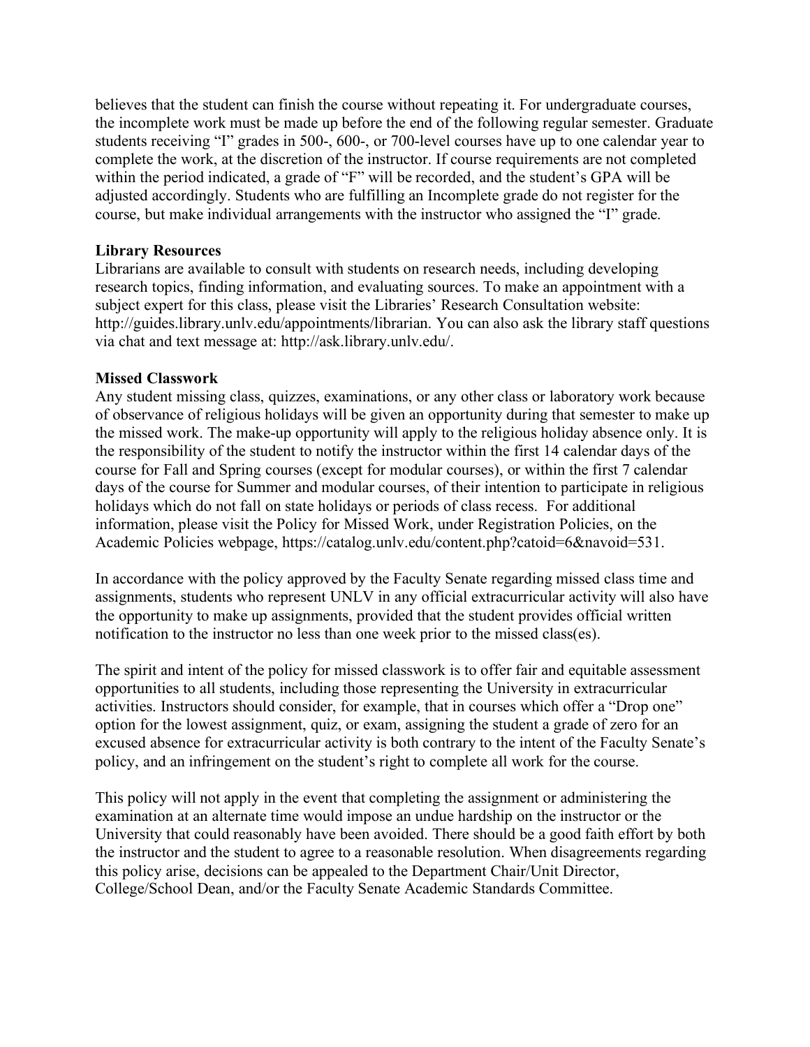believes that the student can finish the course without repeating it. For undergraduate courses, the incomplete work must be made up before the end of the following regular semester. Graduate students receiving "I" grades in 500-, 600-, or 700-level courses have up to one calendar year to complete the work, at the discretion of the instructor. If course requirements are not completed within the period indicated, a grade of "F" will be recorded, and the student's GPA will be adjusted accordingly. Students who are fulfilling an Incomplete grade do not register for the course, but make individual arrangements with the instructor who assigned the "I" grade.

**Library Resources**
Librarians are available to consult with students on research needs, including developing research topics, finding information, and evaluating sources. To make an appointment with a subject expert for this class, please visit the Libraries' Research Consultation website: http://guides.library.unlv.edu/appointments/librarian. You can also ask the library staff questions via chat and text message at: http://ask.library.unlv.edu/.

**Missed Classwork**
Any student missing class, quizzes, examinations, or any other class or laboratory work because of observance of religious holidays will be given an opportunity during that semester to make up the missed work. The make-up opportunity will apply to the religious holiday absence only. It is the responsibility of the student to notify the instructor within the first 14 calendar days of the course for Fall and Spring courses (except for modular courses), or within the first 7 calendar days of the course for Summer and modular courses, of their intention to participate in religious holidays which do not fall on state holidays or periods of class recess. For additional information, please visit the Policy for Missed Work, under Registration Policies, on the Academic Policies webpage, https://catalog.unlv.edu/content.php?catoid=6&navoid=531.

In accordance with the policy approved by the Faculty Senate regarding missed class time and assignments, students who represent UNLV in any official extracurricular activity will also have the opportunity to make up assignments, provided that the student provides official written notification to the instructor no less than one week prior to the missed class(es).

The spirit and intent of the policy for missed classwork is to offer fair and equitable assessment opportunities to all students, including those representing the University in extracurricular activities. Instructors should consider, for example, that in courses which offer a "Drop one" option for the lowest assignment, quiz, or exam, assigning the student a grade of zero for an excused absence for extracurricular activity is both contrary to the intent of the Faculty Senate's policy, and an infringement on the student's right to complete all work for the course.

This policy will not apply in the event that completing the assignment or administering the examination at an alternate time would impose an undue hardship on the instructor or the University that could reasonably have been avoided. There should be a good faith effort by both the instructor and the student to agree to a reasonable resolution. When disagreements regarding this policy arise, decisions can be appealed to the Department Chair/Unit Director, College/School Dean, and/or the Faculty Senate Academic Standards Committee.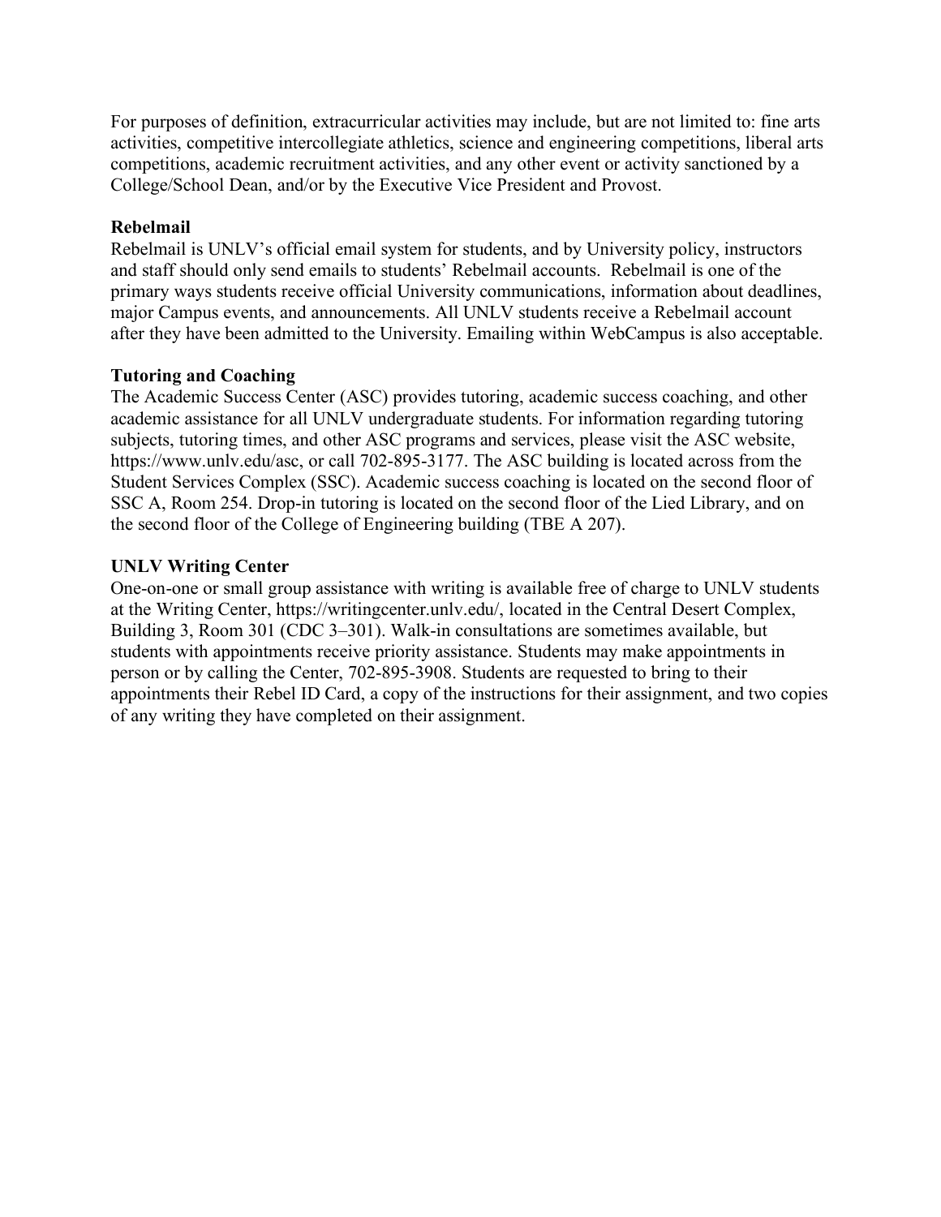For purposes of definition, extracurricular activities may include, but are not limited to: fine arts activities, competitive intercollegiate athletics, science and engineering competitions, liberal arts competitions, academic recruitment activities, and any other event or activity sanctioned by a College/School Dean, and/or by the Executive Vice President and Provost.

**Rebelmail**

Rebelmail is UNLV's official email system for students, and by University policy, instructors and staff should only send emails to students' Rebelmail accounts. Rebelmail is one of the primary ways students receive official University communications, information about deadlines, major Campus events, and announcements. All UNLV students receive a Rebelmail account after they have been admitted to the University. Emailing within WebCampus is also acceptable.

**Tutoring and Coaching**

The Academic Success Center (ASC) provides tutoring, academic success coaching, and other academic assistance for all UNLV undergraduate students. For information regarding tutoring subjects, tutoring times, and other ASC programs and services, please visit the ASC website, https://www.unlv.edu/asc, or call 702-895-3177. The ASC building is located across from the Student Services Complex (SSC). Academic success coaching is located on the second floor of SSC A, Room 254. Drop-in tutoring is located on the second floor of the Lied Library, and on the second floor of the College of Engineering building (TBE A 207).

**UNLV Writing Center**

One-on-one or small group assistance with writing is available free of charge to UNLV students at the Writing Center, https://writingcenter.unlv.edu/, located in the Central Desert Complex, Building 3, Room 301 (CDC 3–301). Walk-in consultations are sometimes available, but students with appointments receive priority assistance. Students may make appointments in person or by calling the Center, 702-895-3908. Students are requested to bring to their appointments their Rebel ID Card, a copy of the instructions for their assignment, and two copies of any writing they have completed on their assignment.